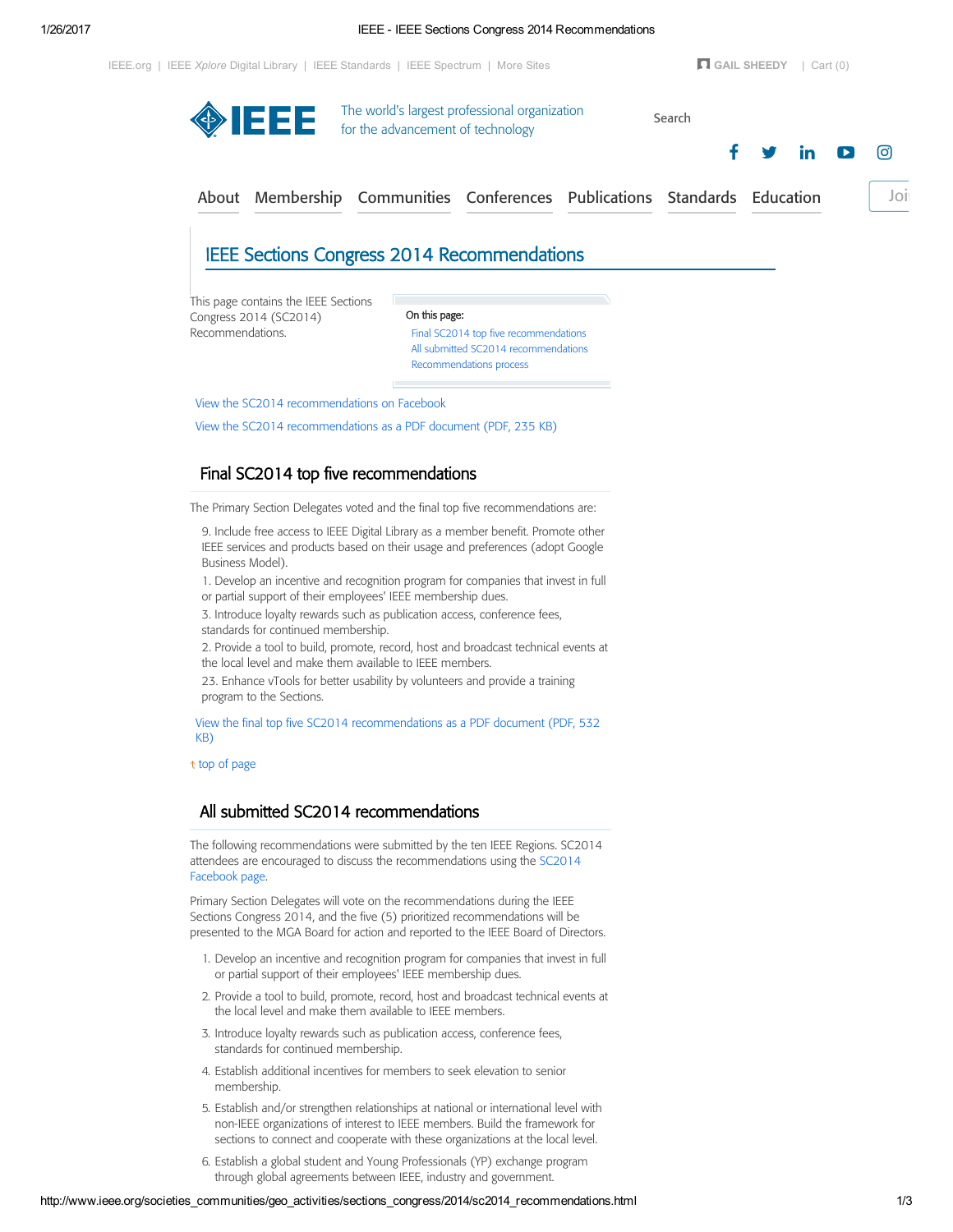# IEEE Sections Congress 2014 Recommendations

This page contains the IEEE Sections Congress 2014 (SC2014) Recommendations.

**On this page:**

- Final SC2014 top five recommendations
- All submitted SC2014 recommendations
- Recommendations process

View the SC2014 recommendations on Facebook

View the SC2014 recommendations as a PDF document (PDF, 235 KB)

## Final SC2014 top five recommendations

The Primary Section Delegates voted and the final top five recommendations are:

9. Include free access to IEEE Digital Library as a member benefit. Promote other IEEE services and products based on their usage and preferences (adopt Google Business Model).
1. Develop an incentive and recognition program for companies that invest in full or partial support of their employees' IEEE membership dues.
3. Introduce loyalty rewards such as publication access, conference fees, standards for continued membership.
2. Provide a tool to build, promote, record, host and broadcast technical events at the local level and make them available to IEEE members.
23. Enhance vTools for better usability by volunteers and provide a training program to the Sections.

View the final top five SC2014 recommendations as a PDF document (PDF, 532 KB)

top of page

## All submitted SC2014 recommendations

The following recommendations were submitted by the ten IEEE Regions. SC2014 attendees are encouraged to discuss the recommendations using the SC2014 Facebook page.

Primary Section Delegates will vote on the recommendations during the IEEE Sections Congress 2014, and the five (5) prioritized recommendations will be presented to the MGA Board for action and reported to the IEEE Board of Directors.

1. Develop an incentive and recognition program for companies that invest in full or partial support of their employees' IEEE membership dues.
2. Provide a tool to build, promote, record, host and broadcast technical events at the local level and make them available to IEEE members.
3. Introduce loyalty rewards such as publication access, conference fees, standards for continued membership.
4. Establish additional incentives for members to seek elevation to senior membership.
5. Establish and/or strengthen relationships at national or international level with non-IEEE organizations of interest to IEEE members. Build the framework for sections to connect and cooperate with these organizations at the local level.
6. Establish a global student and Young Professionals (YP) exchange program through global agreements between IEEE, industry and government.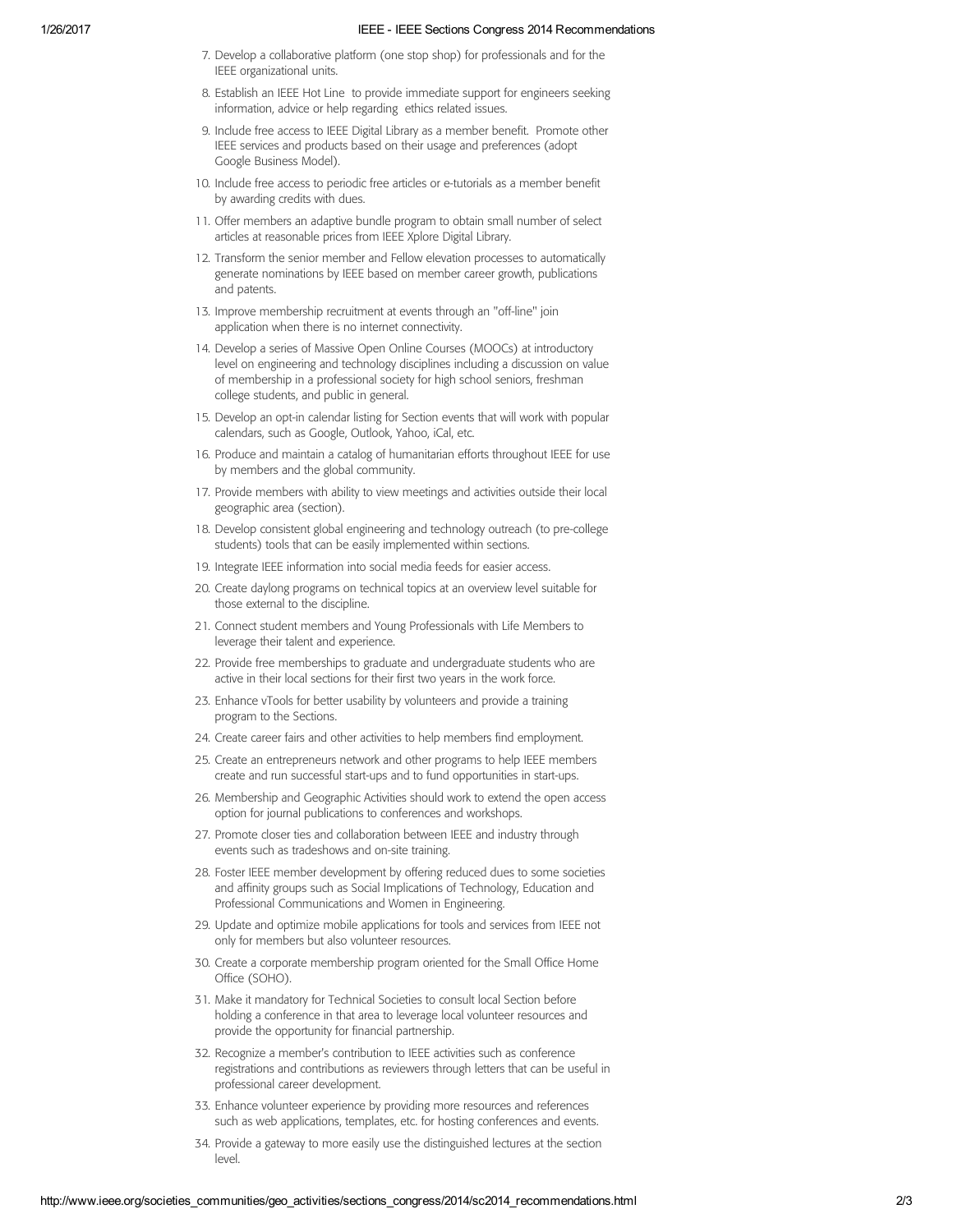7. Develop a collaborative platform (one stop shop) for professionals and for the IEEE organizational units.
8. Establish an IEEE Hot Line to provide immediate support for engineers seeking information, advice or help regarding ethics related issues.
9. Include free access to IEEE Digital Library as a member benefit. Promote other IEEE services and products based on their usage and preferences (adopt Google Business Model).
10. Include free access to periodic free articles or e-tutorials as a member benefit by awarding credits with dues.
11. Offer members an adaptive bundle program to obtain small number of select articles at reasonable prices from IEEE Xplore Digital Library.
12. Transform the senior member and Fellow elevation processes to automatically generate nominations by IEEE based on member career growth, publications and patents.
13. Improve membership recruitment at events through an "off-line" join application when there is no internet connectivity.
14. Develop a series of Massive Open Online Courses (MOOCs) at introductory level on engineering and technology disciplines including a discussion on value of membership in a professional society for high school seniors, freshman college students, and public in general.
15. Develop an opt-in calendar listing for Section events that will work with popular calendars, such as Google, Outlook, Yahoo, iCal, etc.
16. Produce and maintain a catalog of humanitarian efforts throughout IEEE for use by members and the global community.
17. Provide members with ability to view meetings and activities outside their local geographic area (section).
18. Develop consistent global engineering and technology outreach (to pre-college students) tools that can be easily implemented within sections.
19. Integrate IEEE information into social media feeds for easier access.
20. Create daylong programs on technical topics at an overview level suitable for those external to the discipline.
21. Connect student members and Young Professionals with Life Members to leverage their talent and experience.
22. Provide free memberships to graduate and undergraduate students who are active in their local sections for their first two years in the work force.
23. Enhance vTools for better usability by volunteers and provide a training program to the Sections.
24. Create career fairs and other activities to help members find employment.
25. Create an entrepreneurs network and other programs to help IEEE members create and run successful start-ups and to fund opportunities in start-ups.
26. Membership and Geographic Activities should work to extend the open access option for journal publications to conferences and workshops.
27. Promote closer ties and collaboration between IEEE and industry through events such as tradeshows and on-site training.
28. Foster IEEE member development by offering reduced dues to some societies and affinity groups such as Social Implications of Technology, Education and Professional Communications and Women in Engineering.
29. Update and optimize mobile applications for tools and services from IEEE not only for members but also volunteer resources.
30. Create a corporate membership program oriented for the Small Office Home Office (SOHO).
31. Make it mandatory for Technical Societies to consult local Section before holding a conference in that area to leverage local volunteer resources and provide the opportunity for financial partnership.
32. Recognize a member's contribution to IEEE activities such as conference registrations and contributions as reviewers through letters that can be useful in professional career development.
33. Enhance volunteer experience by providing more resources and references such as web applications, templates, etc. for hosting conferences and events.
34. Provide a gateway to more easily use the distinguished lectures at the section level.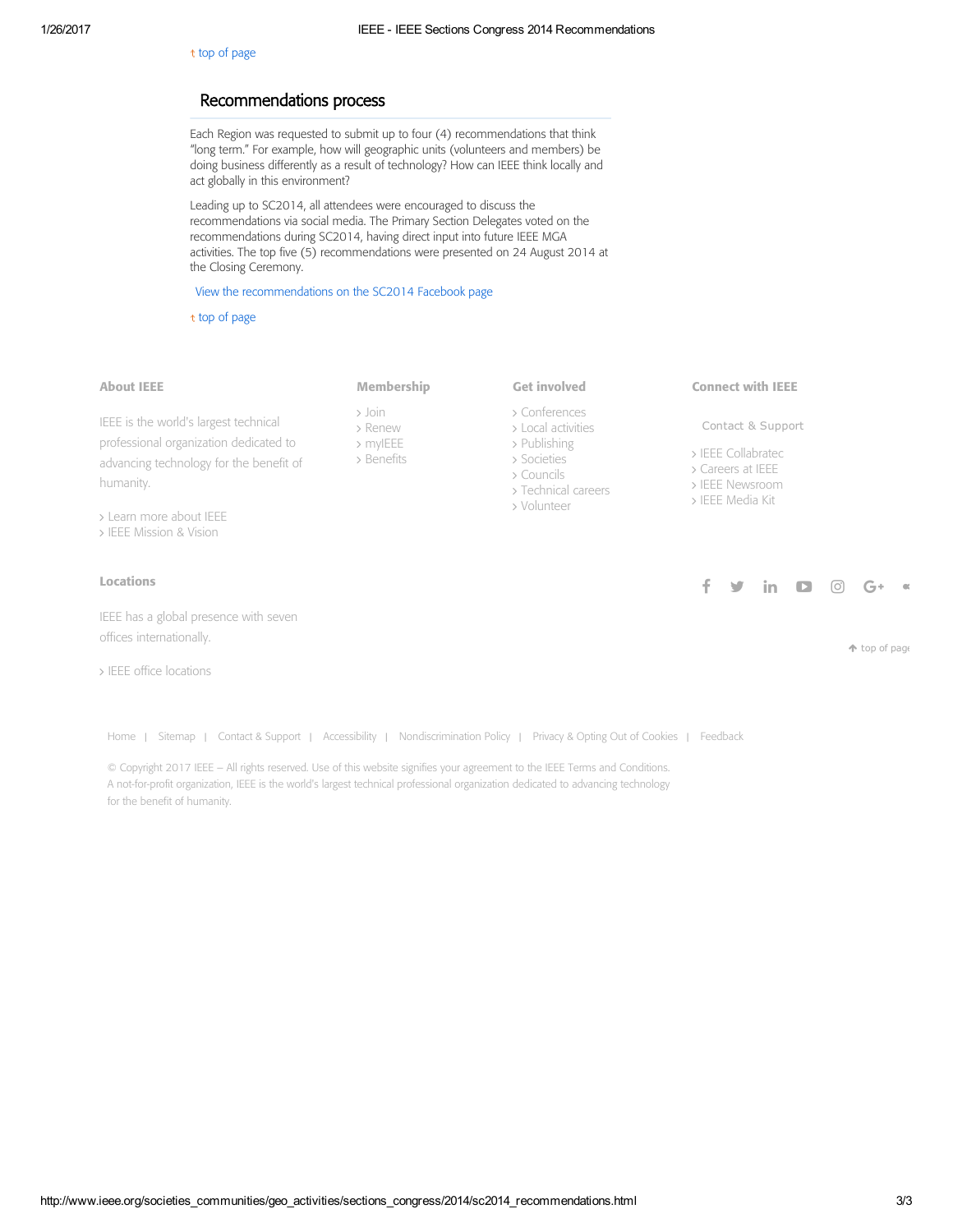↑ top of page

## Recommendations process

Each Region was requested to submit up to four (4) recommendations that think "long term." For example, how will geographic units (volunteers and members) be doing business differently as a result of technology? How can IEEE think locally and act globally in this environment?

Leading up to SC2014, all attendees were encouraged to discuss the recommendations via social media. The Primary Section Delegates voted on the recommendations during SC2014, having direct input into future IEEE MGA activities. The top five (5) recommendations were presented on 24 August 2014 at the Closing Ceremony.

View the recommendations on the SC2014 Facebook page

↑ top of page

**About IEEE**

IEEE is the world's largest technical professional organization dedicated to advancing technology for the benefit of humanity.

- Learn more about IEEE
- IEEE Mission & Vision

**Membership**

- Join
- Renew
- myIEEE
- Benefits

**Get involved**

- Conferences
- Local activities
- Publishing
- Societies
- Councils
- Technical careers
- Volunteer

**Connect with IEEE**

Contact & Support

- IEEE Collabratec
- Careers at IEEE
- IEEE Newsroom
- IEEE Media Kit

**Locations**

IEEE has a global presence with seven offices internationally.

- IEEE office locations

↑ top of page

Home | Sitemap | Contact & Support | Accessibility | Nondiscrimination Policy | Privacy & Opting Out of Cookies | Feedback

© Copyright 2017 IEEE – All rights reserved. Use of this website signifies your agreement to the IEEE Terms and Conditions.
A not-for-profit organization, IEEE is the world's largest technical professional organization dedicated to advancing technology for the benefit of humanity.